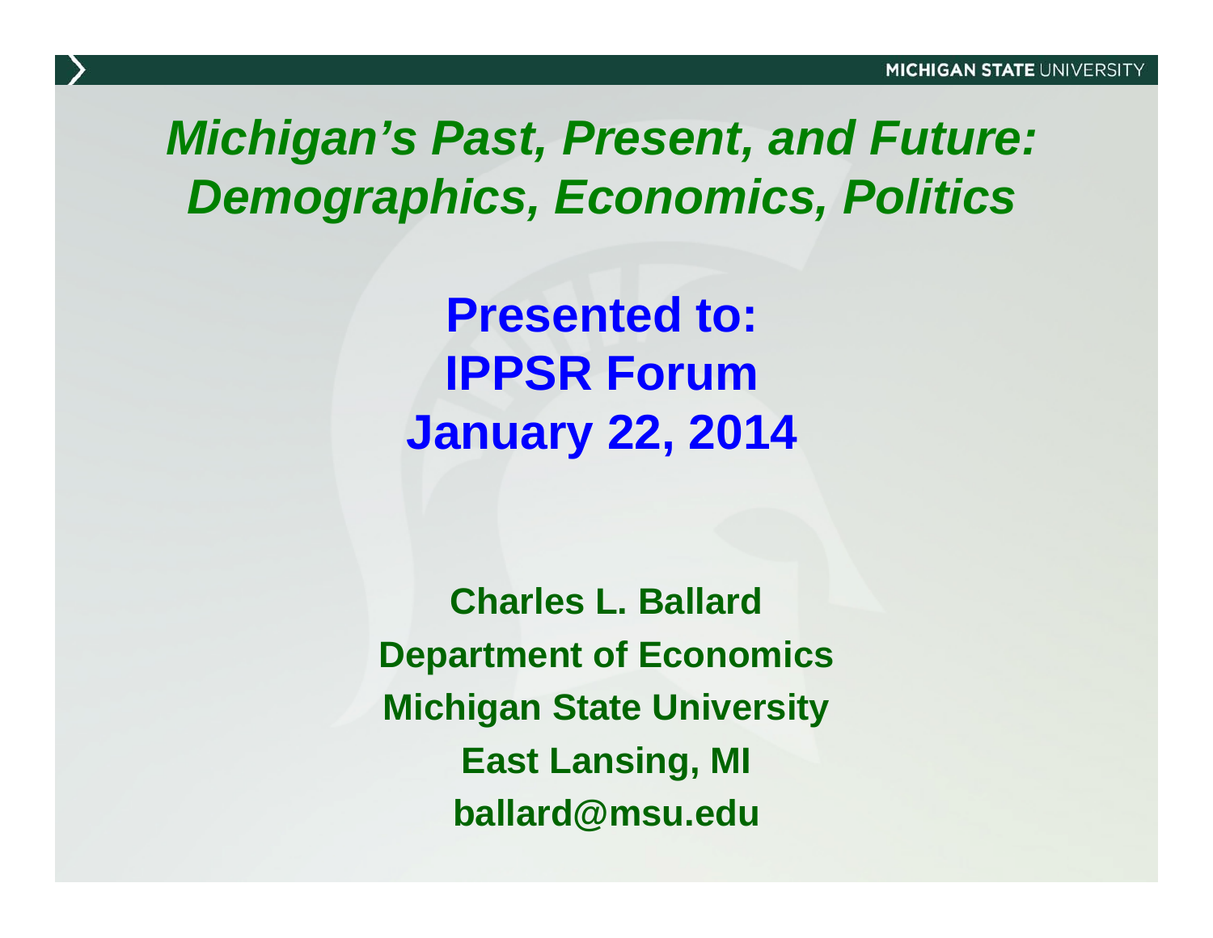# *Michigan's Past, Present, and Future: Demographics, Economics, Politics*

**Presented to:**
**IPPSR Forum**
**January 22, 2014**

**Charles L. Ballard**
**Department of Economics**
**Michigan State University**
**East Lansing, MI**
**ballard@msu.edu**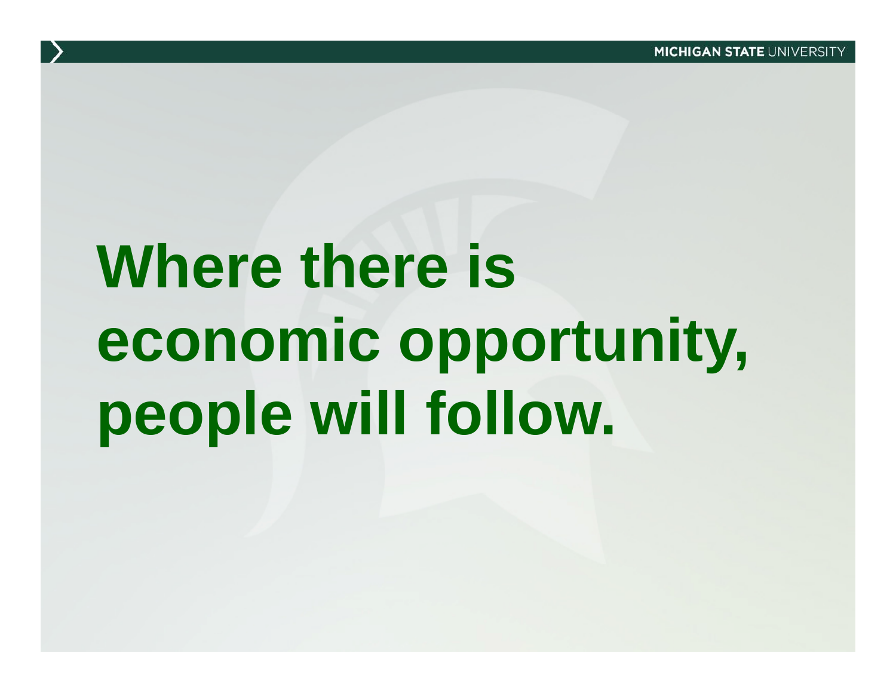# Where there is economic opportunity, people will follow.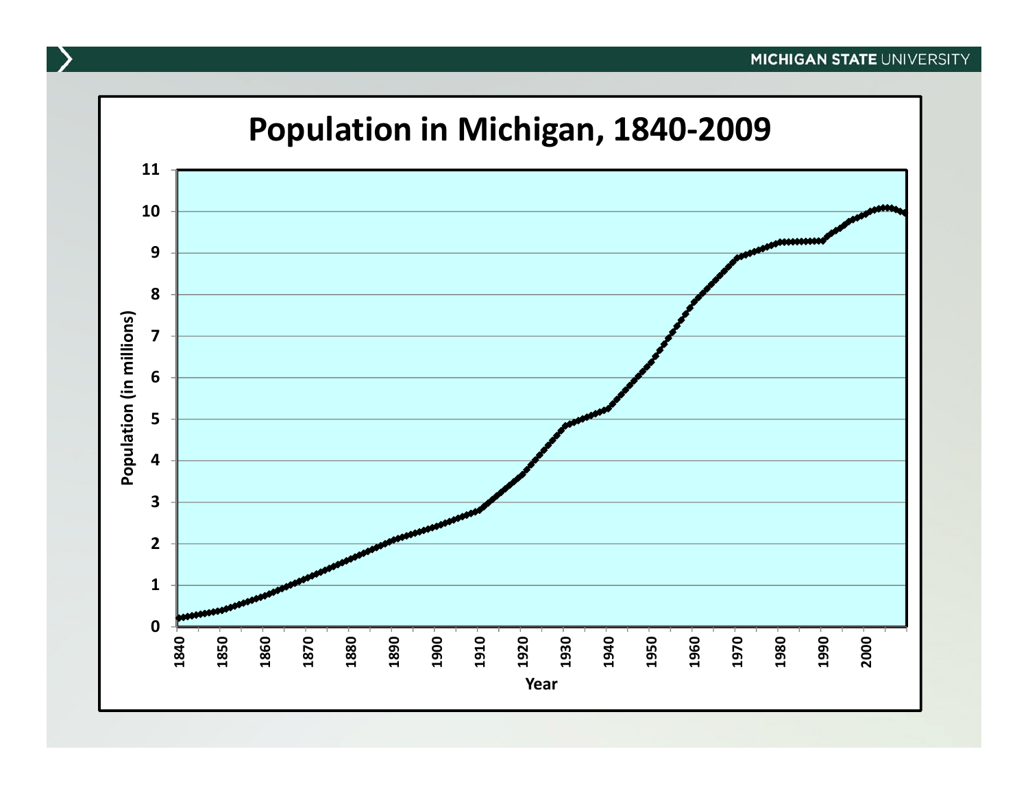# Population in Michigan, 1840-2009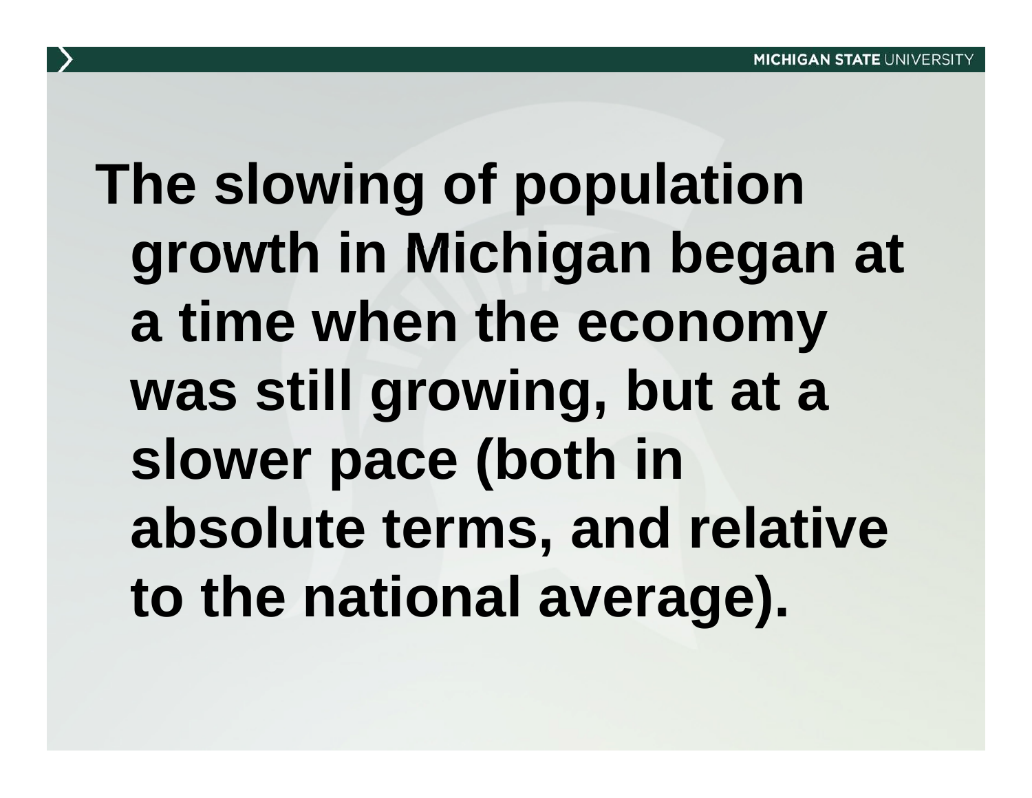The slowing of population growth in Michigan began at a time when the economy was still growing, but at a slower pace (both in absolute terms, and relative to the national average).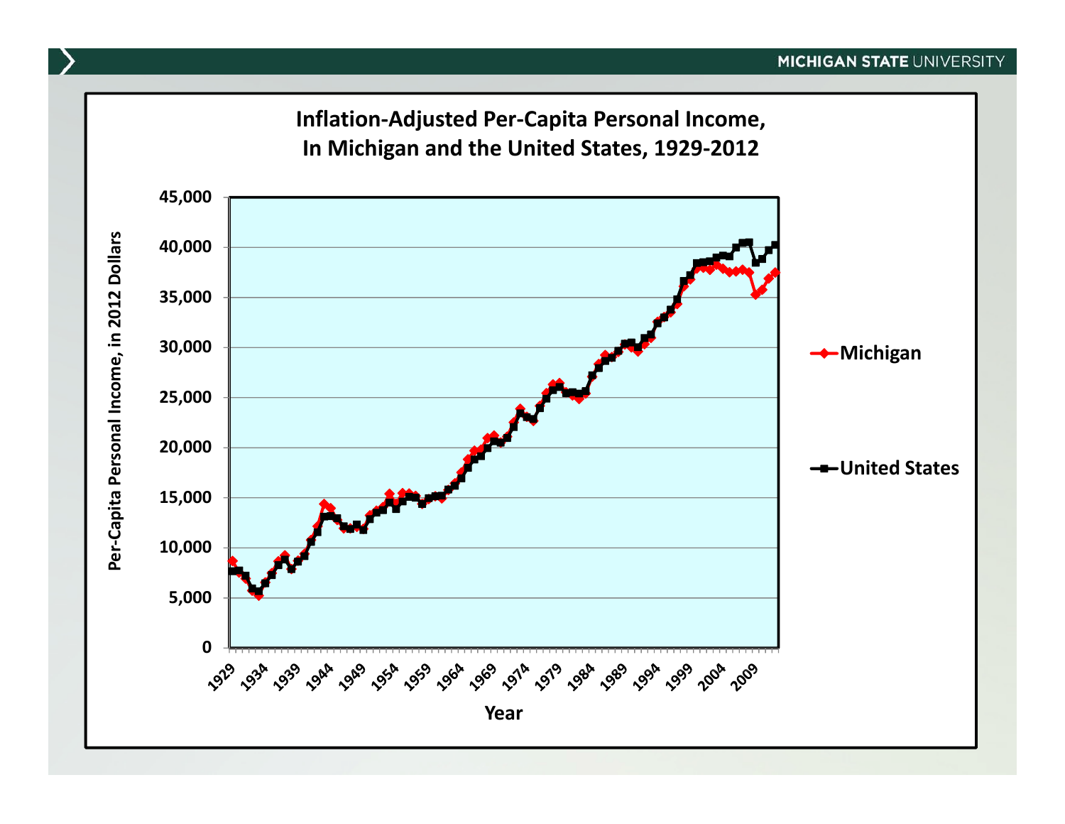## Inflation-Adjusted Per-Capita Personal Income, In Michigan and the United States, 1929-2012

Per-Capita Personal Income, in 2012 Dollars

45,000
40,000
35,000
30,000
25,000
20,000
15,000
10,000
5,000
0

1929 1934 1939 1944 1949 1954 1959 1964 1969 1974 1979 1984 1989 1994 1999 2004 2009

Year

Michigan

United States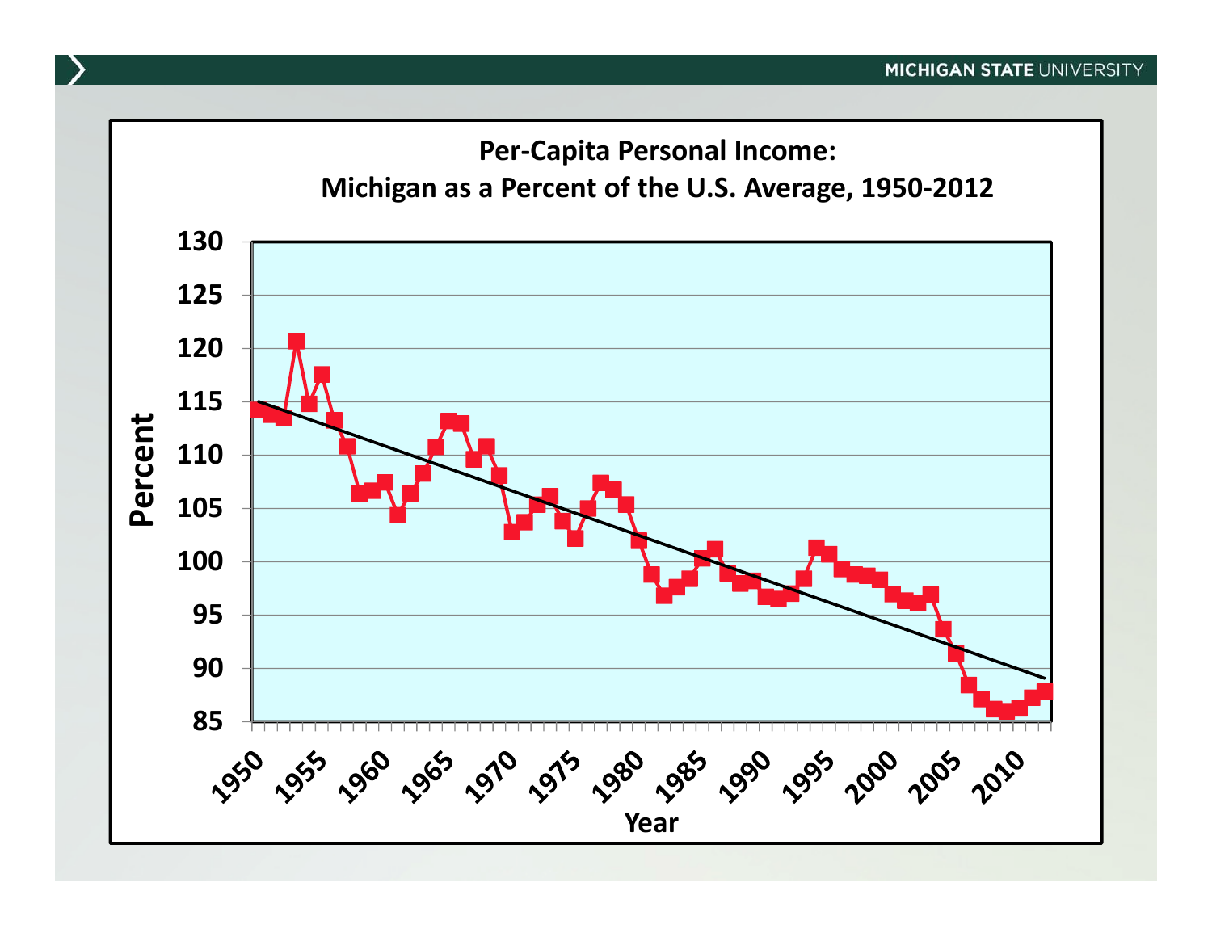## Per-Capita Personal Income: Michigan as a Percent of the U.S. Average, 1950-2012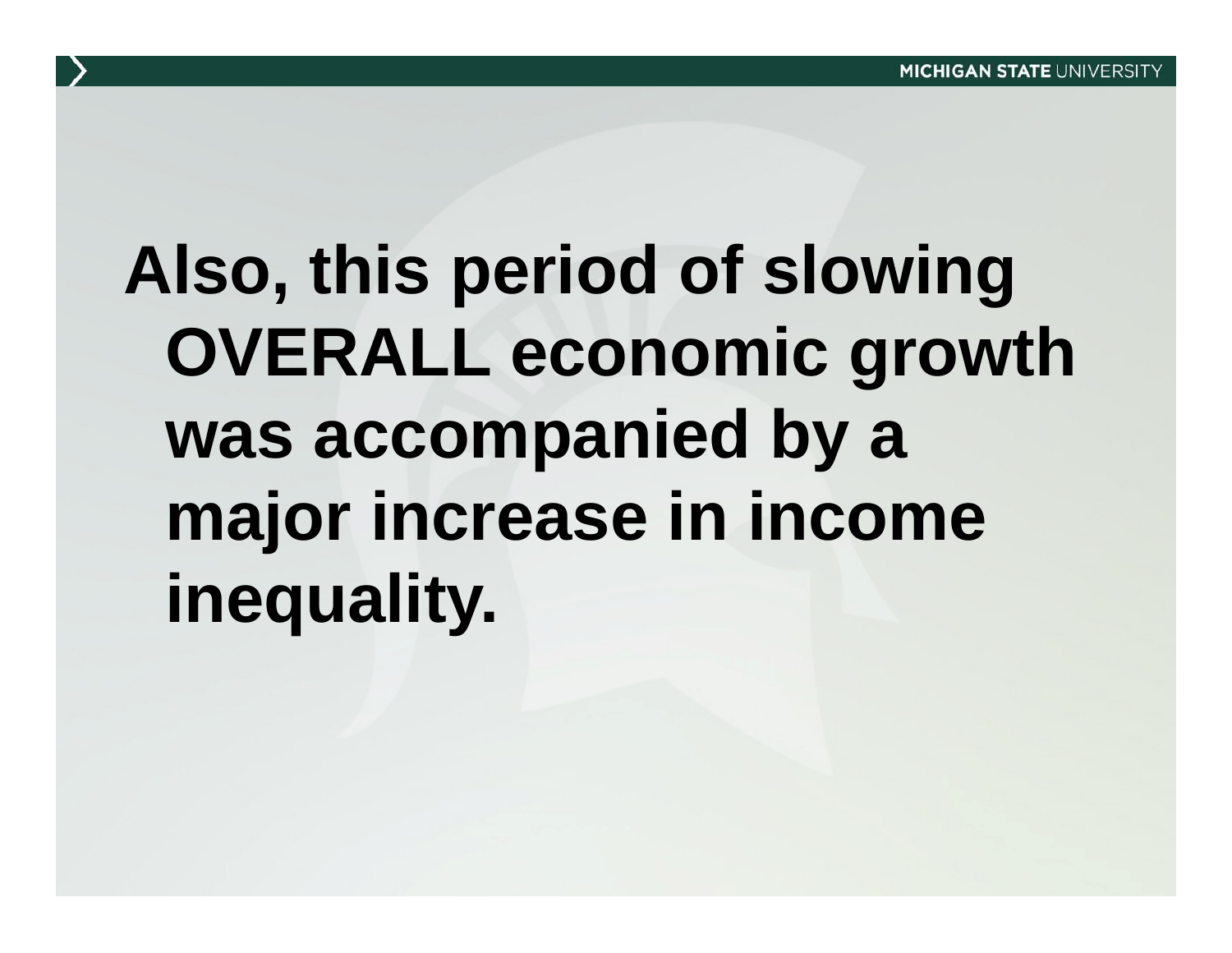Also, this period of slowing OVERALL economic growth was accompanied by a major increase in income inequality.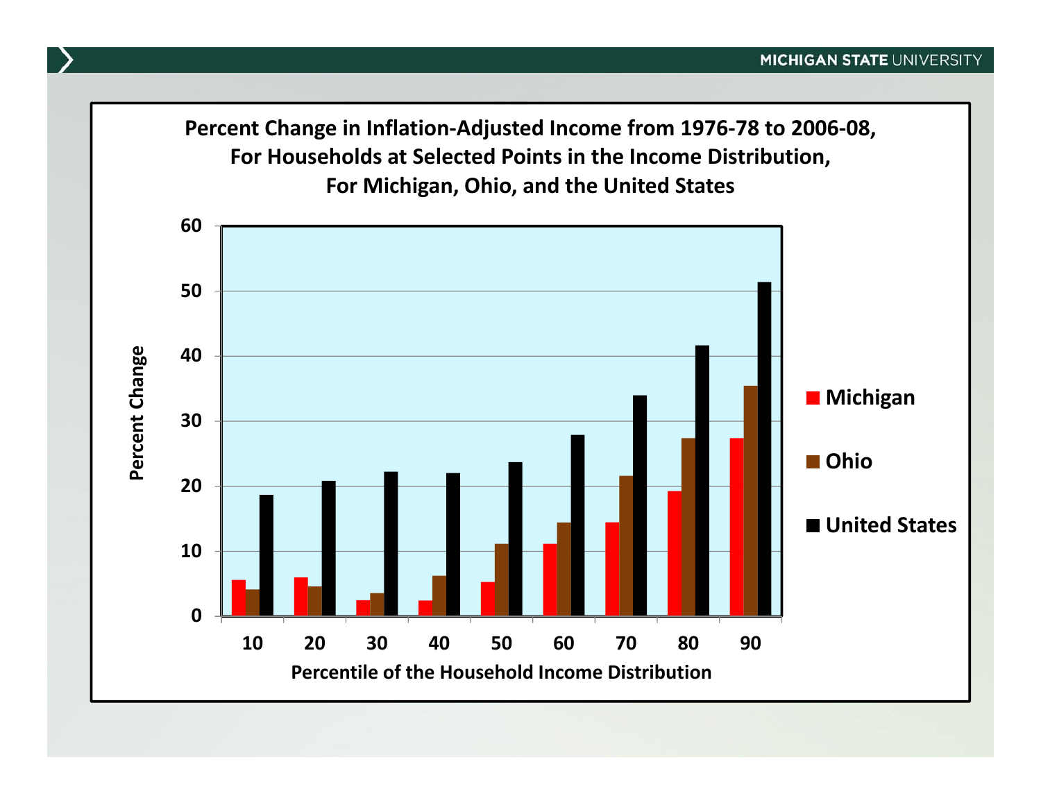## Percent Change in Inflation-Adjusted Income from 1976-78 to 2006-08, For Households at Selected Points in the Income Distribution, For Michigan, Ohio, and the United States

Percent Change

60
50
40
30
20
10
0

10 20 30 40 50 60 70 80 90

Percentile of the Household Income Distribution

- Michigan
- Ohio
- United States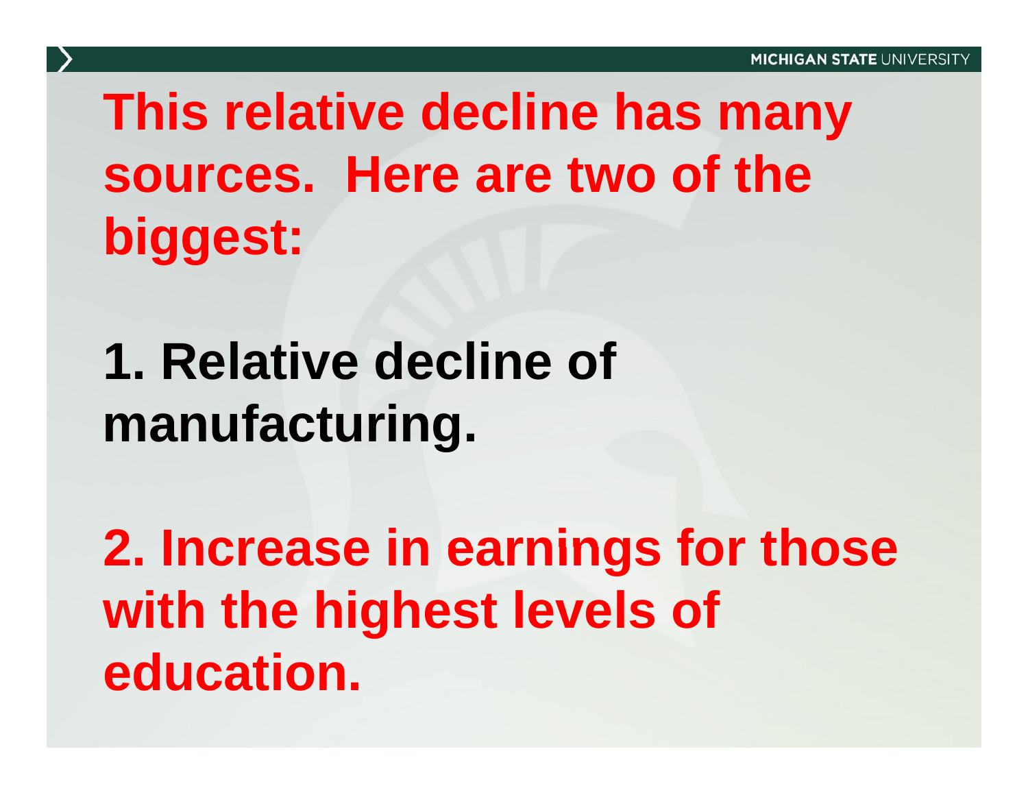**This relative decline has many sources. Here are two of the biggest:**

**1. Relative decline of manufacturing.**

**2. Increase in earnings for those with the highest levels of education.**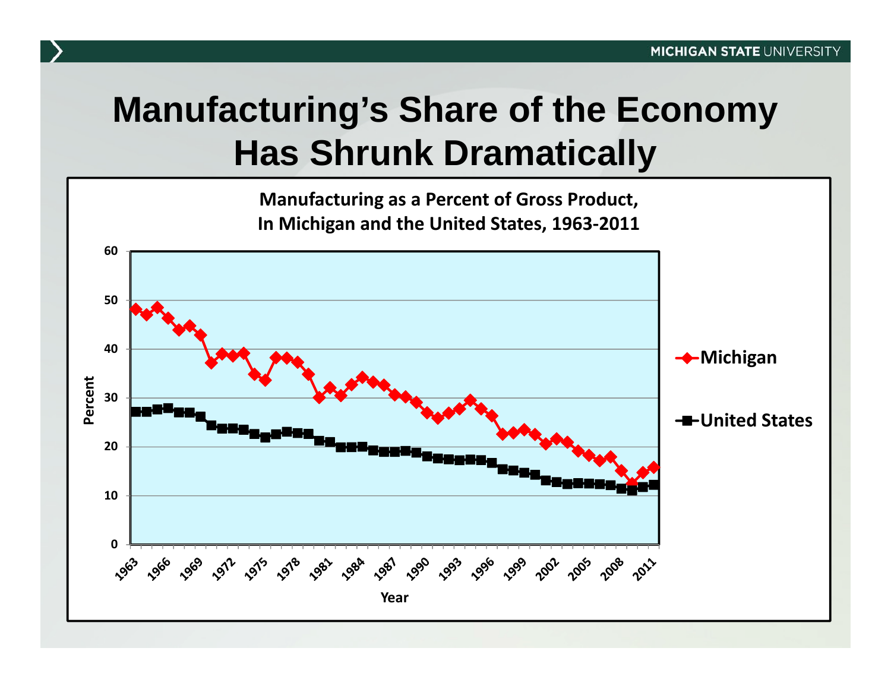# Manufacturing's Share of the Economy Has Shrunk Dramatically

**Manufacturing as a Percent of Gross Product, In Michigan and the United States, 1963-2011**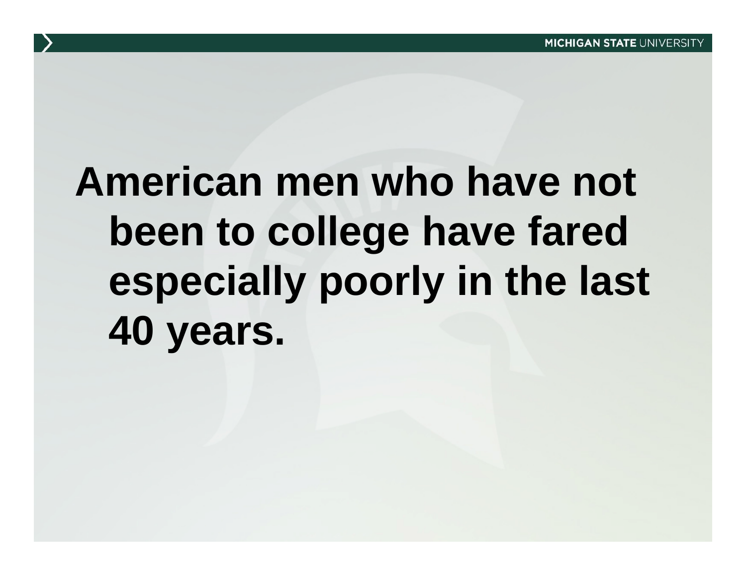American men who have not been to college have fared especially poorly in the last 40 years.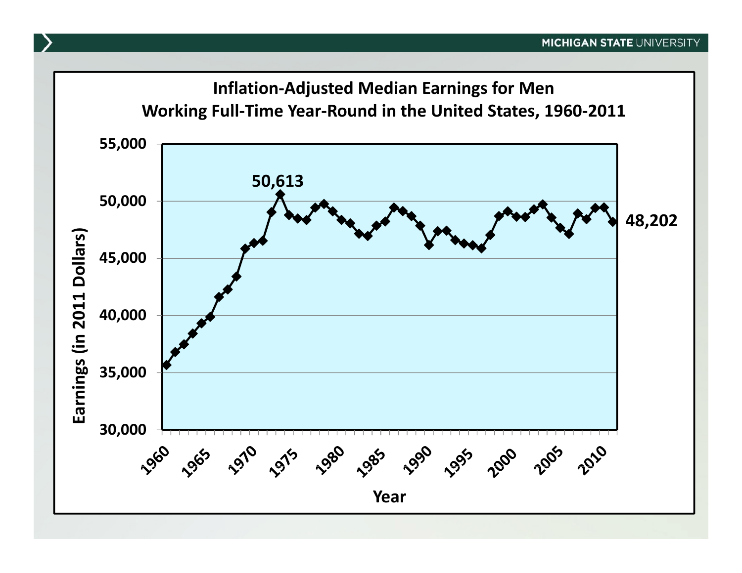## Inflation-Adjusted Median Earnings for Men Working Full-Time Year-Round in the United States, 1960-2011

Earnings (in 2011 Dollars)

50,613

48,202

Year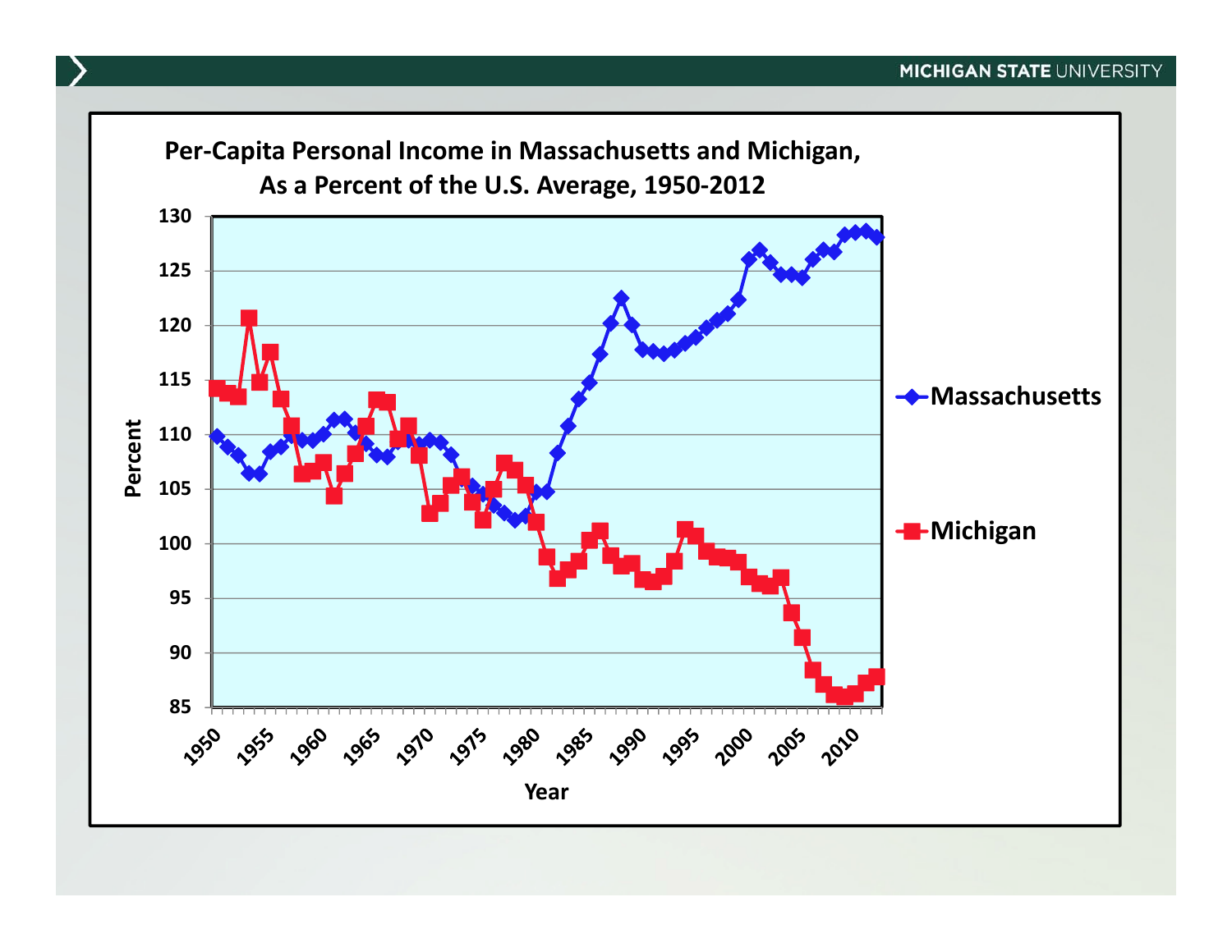## Per-Capita Personal Income in Massachusetts and Michigan, As a Percent of the U.S. Average, 1950-2012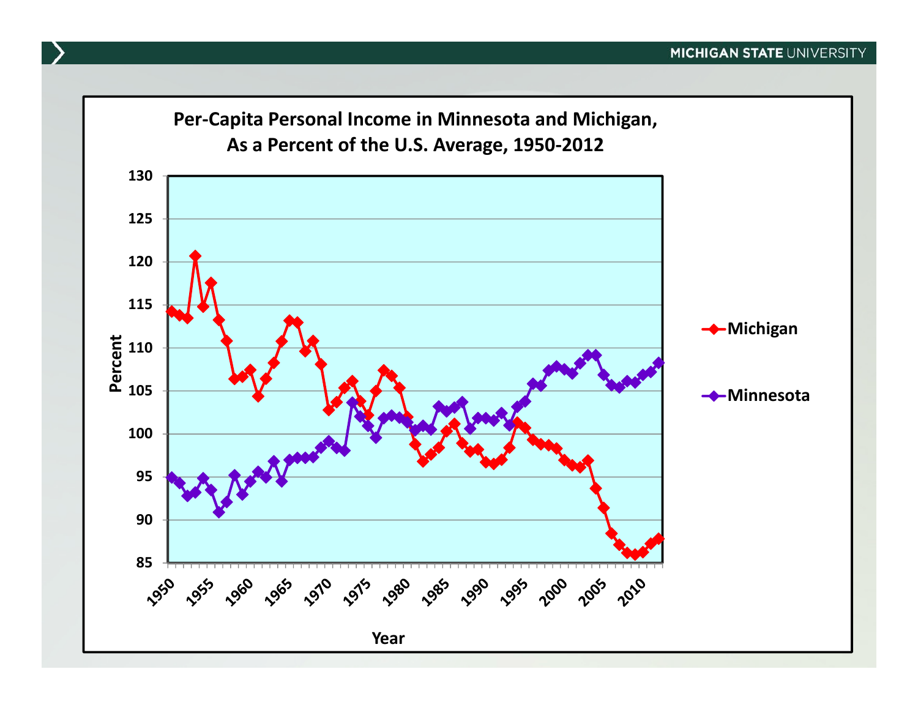## Per-Capita Personal Income in Minnesota and Michigan, As a Percent of the U.S. Average, 1950-2012

Percent

130
125
120
115
110
105
100
95
90
85

1950 1955 1960 1965 1970 1975 1980 1985 1990 1995 2000 2005 2010

Year

Michigan

Minnesota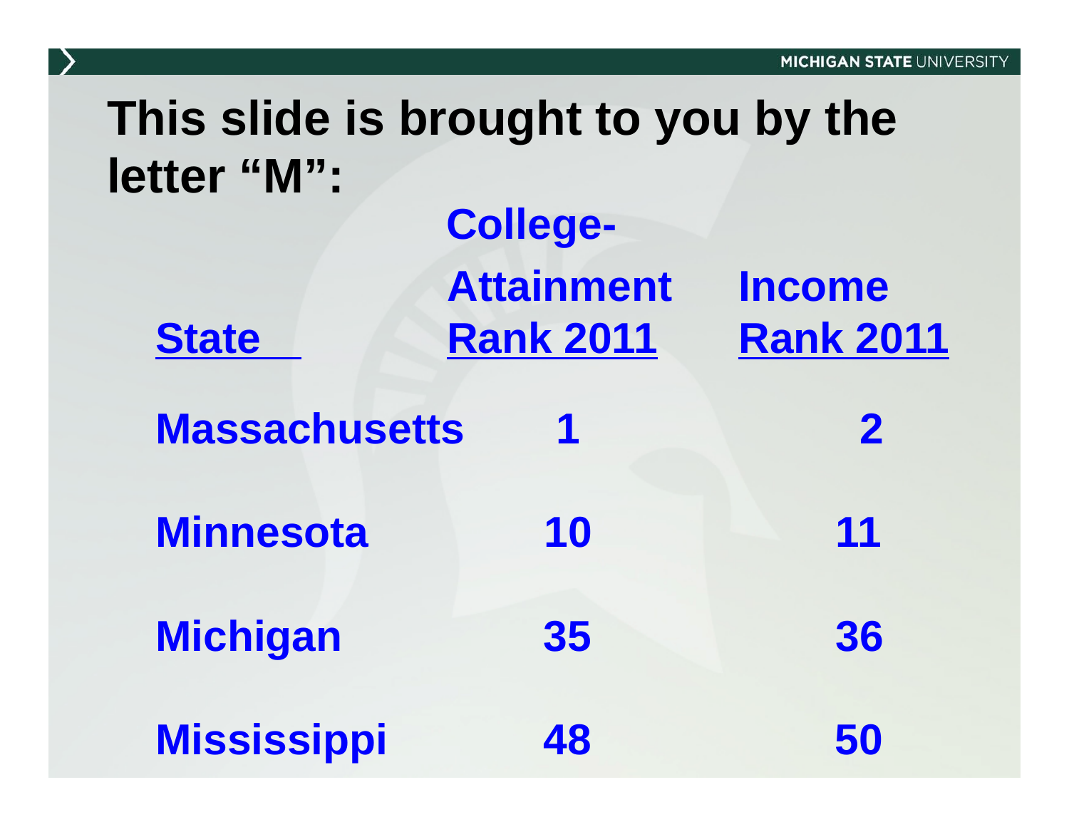# This slide is brought to you by the letter "M":

| State | College-Attainment Rank 2011 | Income Rank 2011 |
| --- | --- | --- |
| Massachusetts | 1 | 2 |
| Minnesota | 10 | 11 |
| Michigan | 35 | 36 |
| Mississippi | 48 | 50 |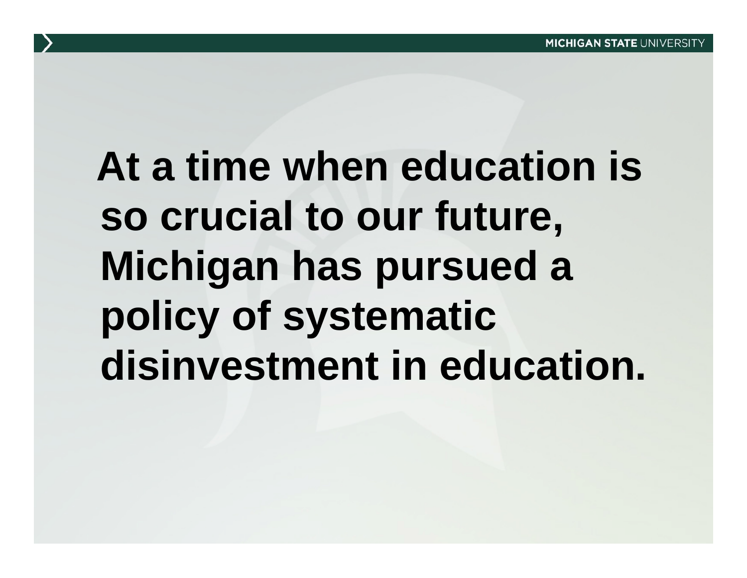**At a time when education is so crucial to our future, Michigan has pursued a policy of systematic disinvestment in education.**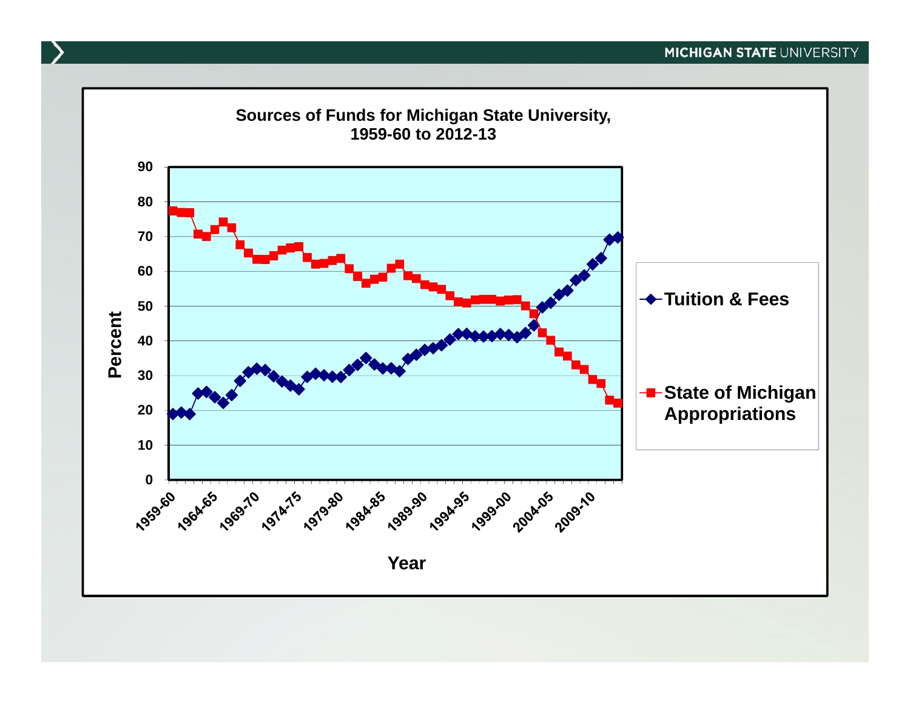## Sources of Funds for Michigan State University, 1959-60 to 2012-13

Percent

90
80
70
60
50
40
30
20
10
0

1959-60 1964-65 1969-70 1974-75 1979-80 1984-85 1989-90 1994-95 1999-00 2004-05 2009-10

Year

Tuition & Fees

State of Michigan Appropriations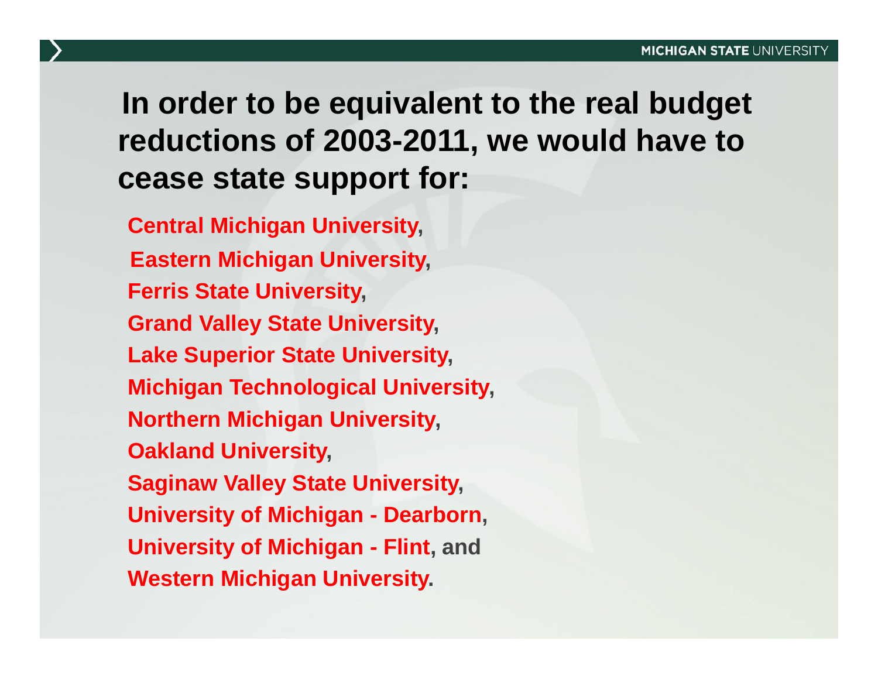# In order to be equivalent to the real budget reductions of 2003-2011, we would have to cease state support for:

**Central Michigan University,**
**Eastern Michigan University,**
**Ferris State University,**
**Grand Valley State University,**
**Lake Superior State University,**
**Michigan Technological University,**
**Northern Michigan University,**
**Oakland University,**
**Saginaw Valley State University,**
**University of Michigan - Dearborn,**
**University of Michigan - Flint, and**
**Western Michigan University.**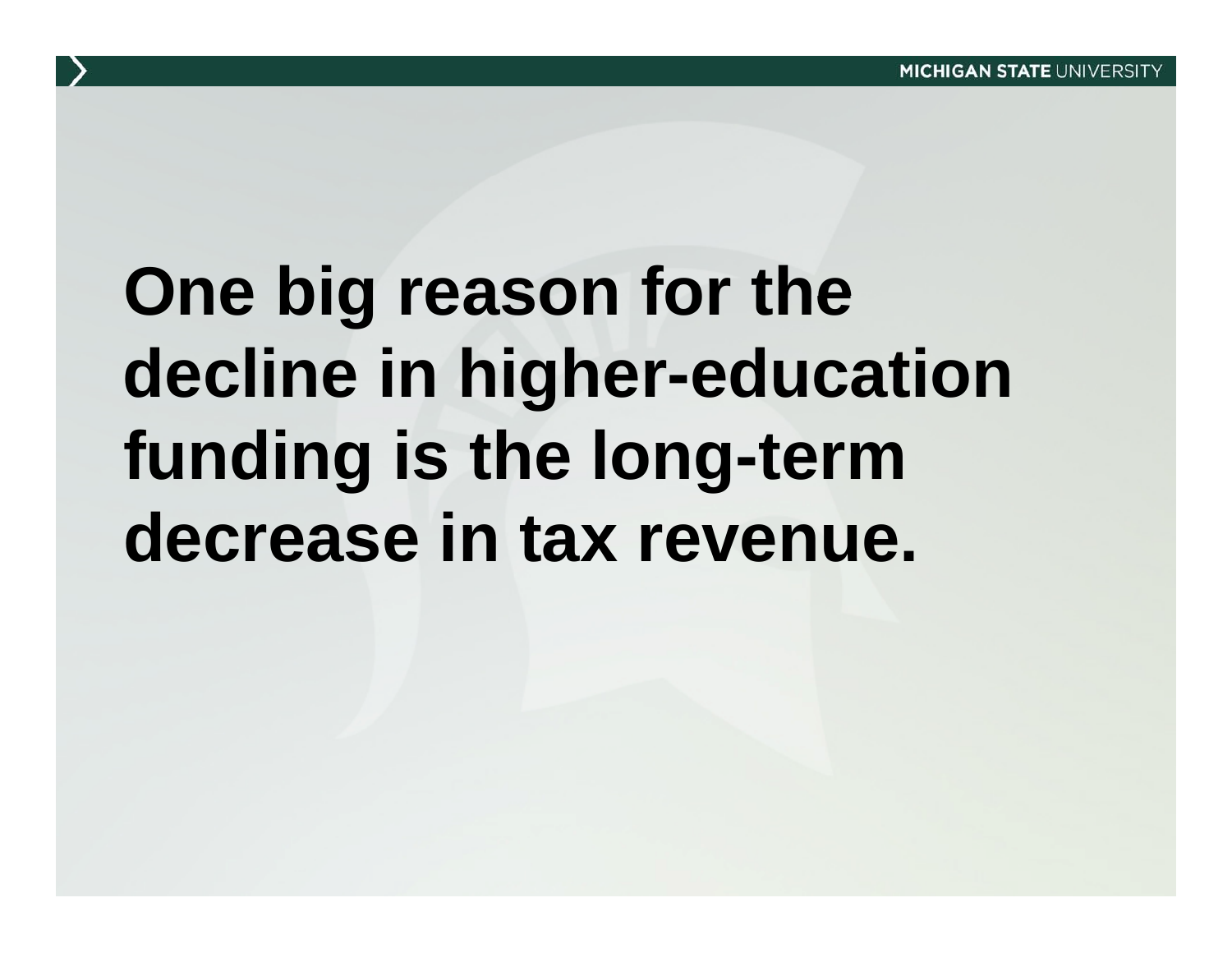**One big reason for the decline in higher-education funding is the long-term decrease in tax revenue.**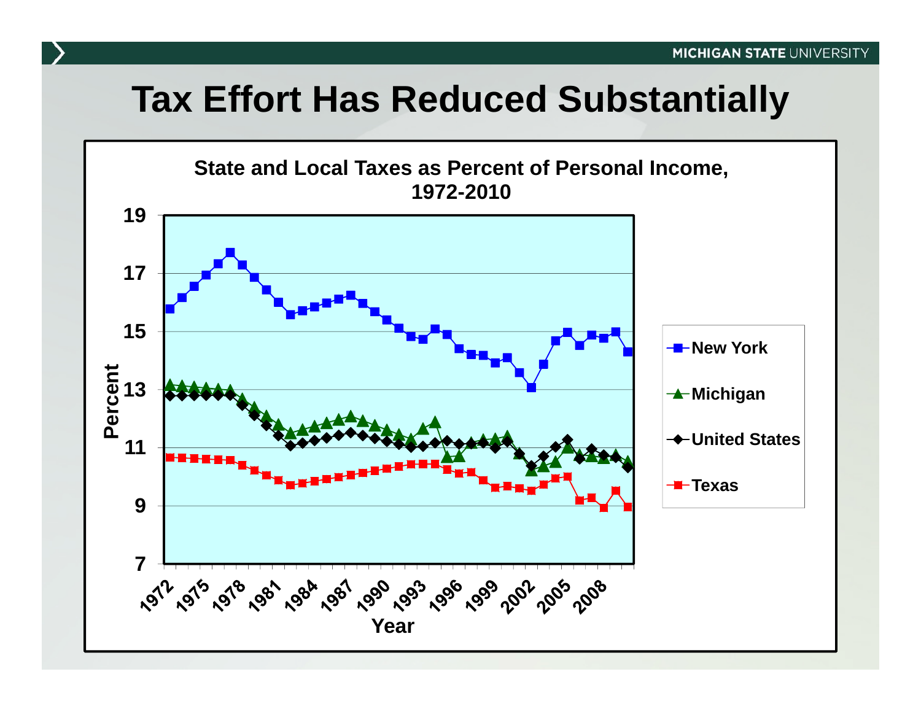# Tax Effort Has Reduced Substantially

State and Local Taxes as Percent of Personal Income, 1972-2010

Percent

19
17
15
13
11
9
7

1972 1975 1978 1981 1984 1987 1990 1993 1996 1999 2002 2005 2008

Year

- New York
- Michigan
- United States
- Texas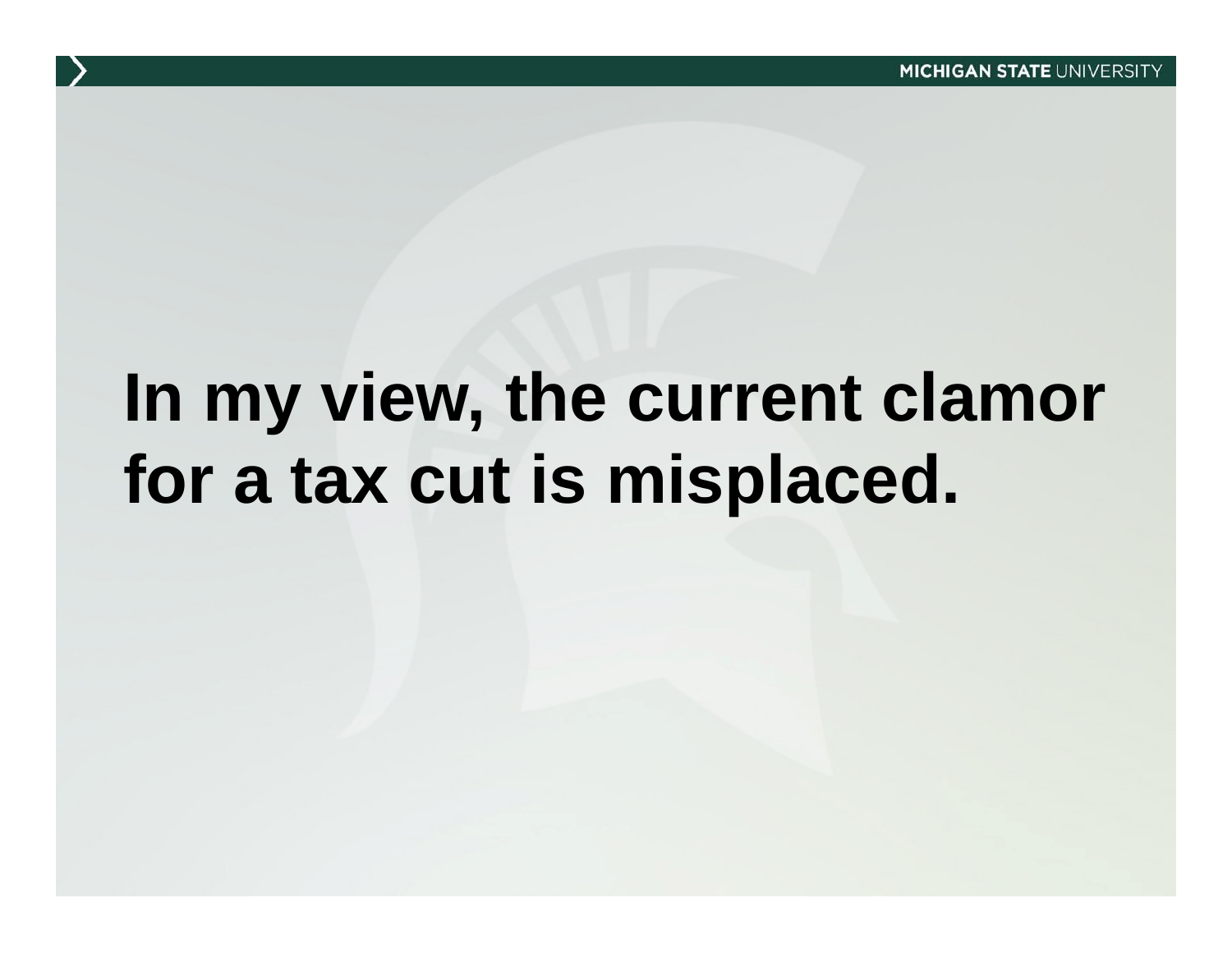**In my view, the current clamor for a tax cut is misplaced.**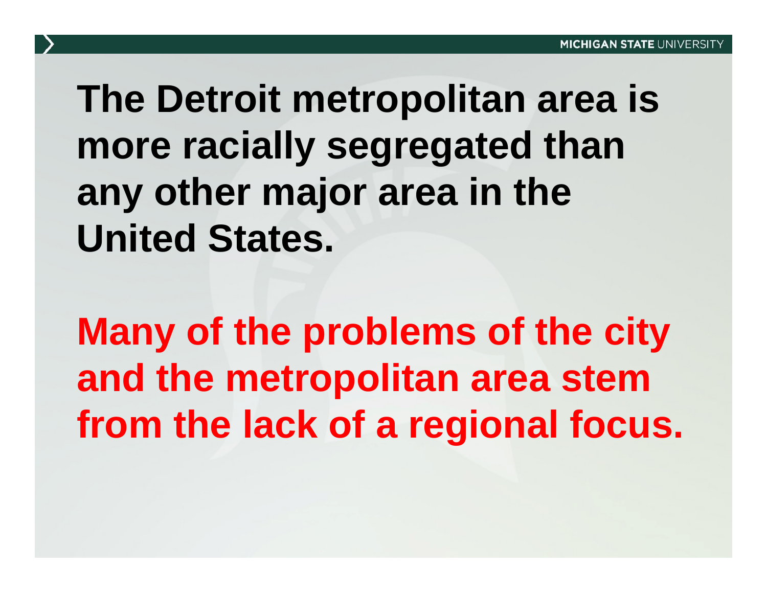**The Detroit metropolitan area is more racially segregated than any other major area in the United States.**

**Many of the problems of the city and the metropolitan area stem from the lack of a regional focus.**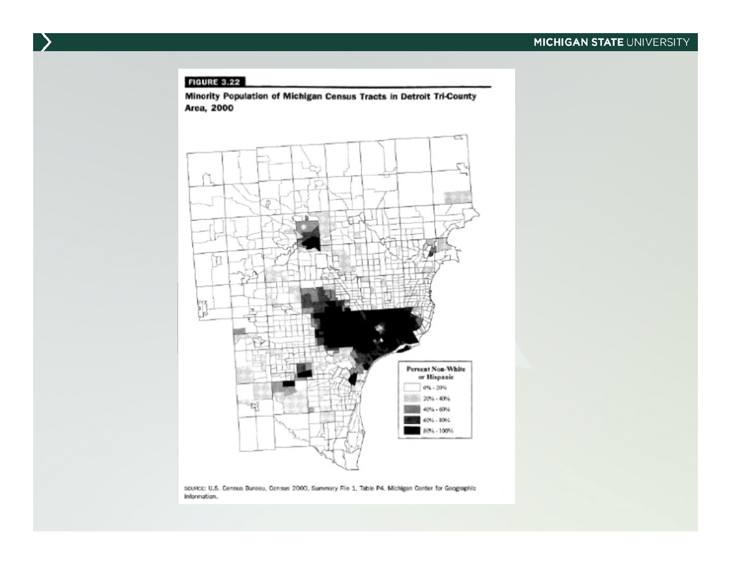**FIGURE 3.22**

**Minority Population of Michigan Census Tracts in Detroit Tri-County Area, 2000**

**Percent Non-White or Hispanic**

- 0% - 20%
- 20% - 40%
- 40% - 60%
- 60% - 80%
- 80% - 100%

SOURCE: U.S. Census Bureau, Census 2000, Summary File 1, Table P4. Michigan Center for Geographic Information.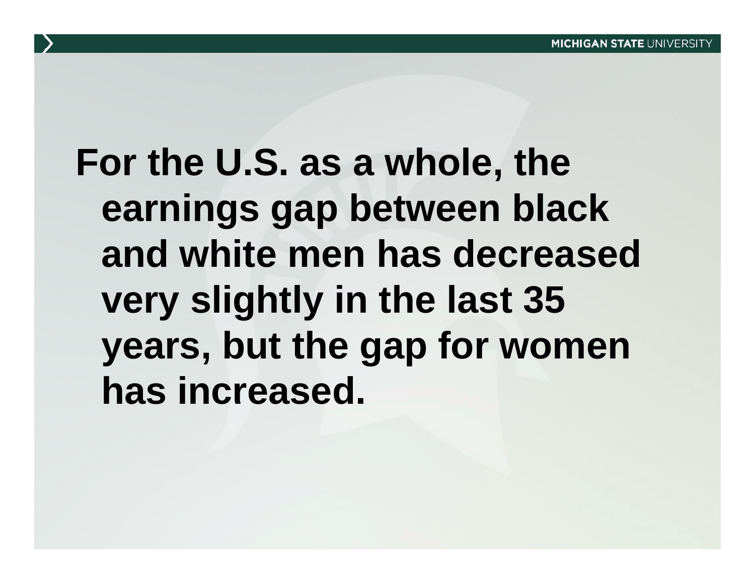For the U.S. as a whole, the earnings gap between black and white men has decreased very slightly in the last 35 years, but the gap for women has increased.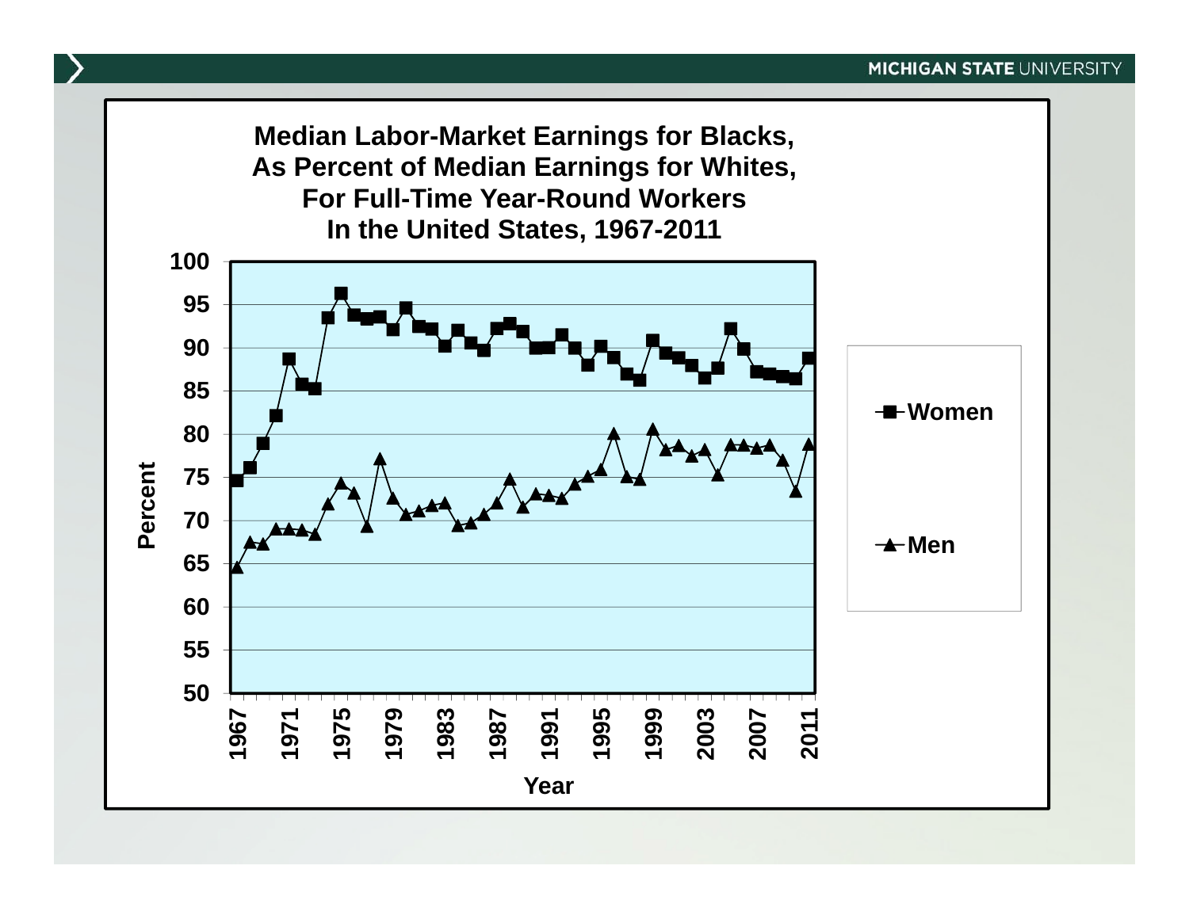**Median Labor-Market Earnings for Blacks, As Percent of Median Earnings for Whites, For Full-Time Year-Round Workers In the United States, 1967-2011**

Percent

Year

Women

Men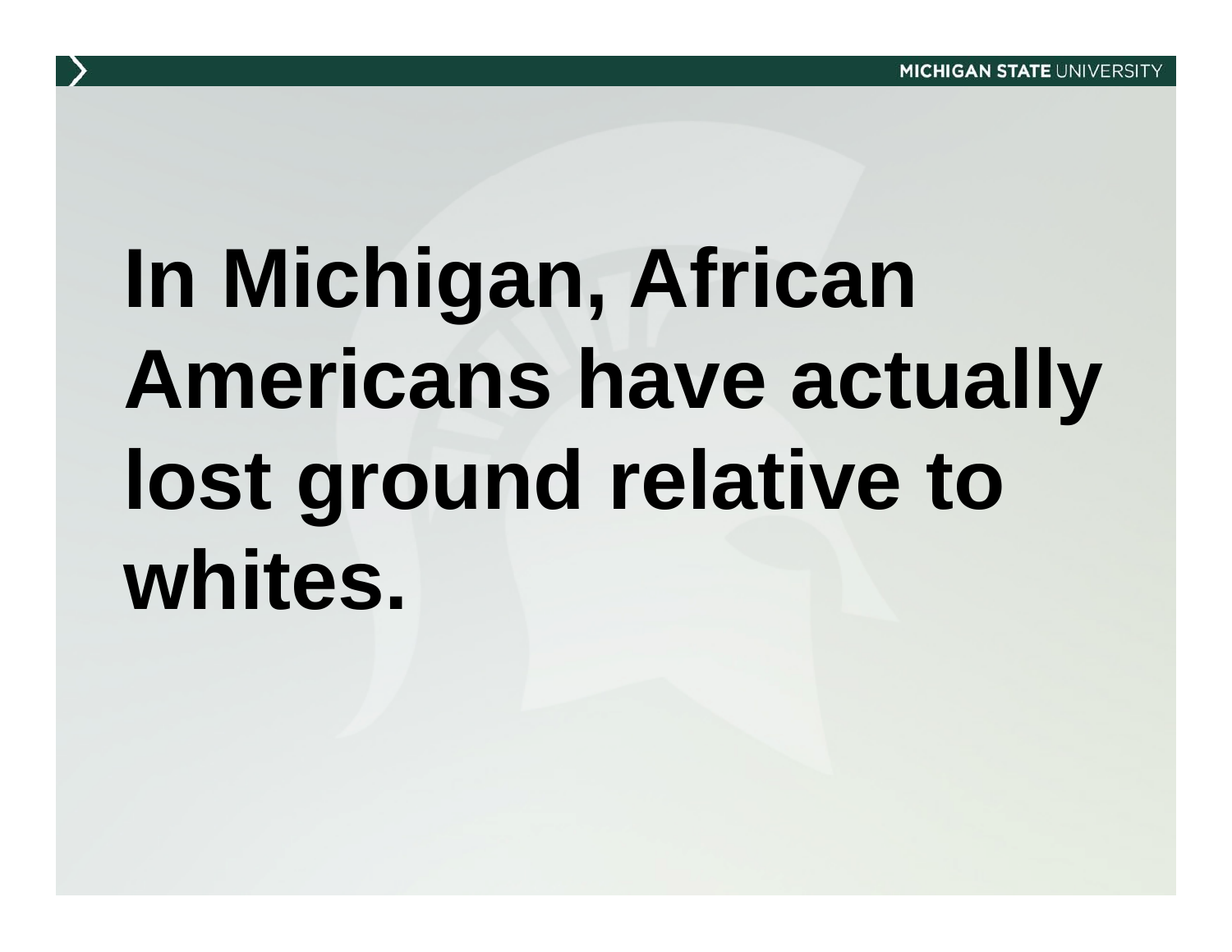**In Michigan, African Americans have actually lost ground relative to whites.**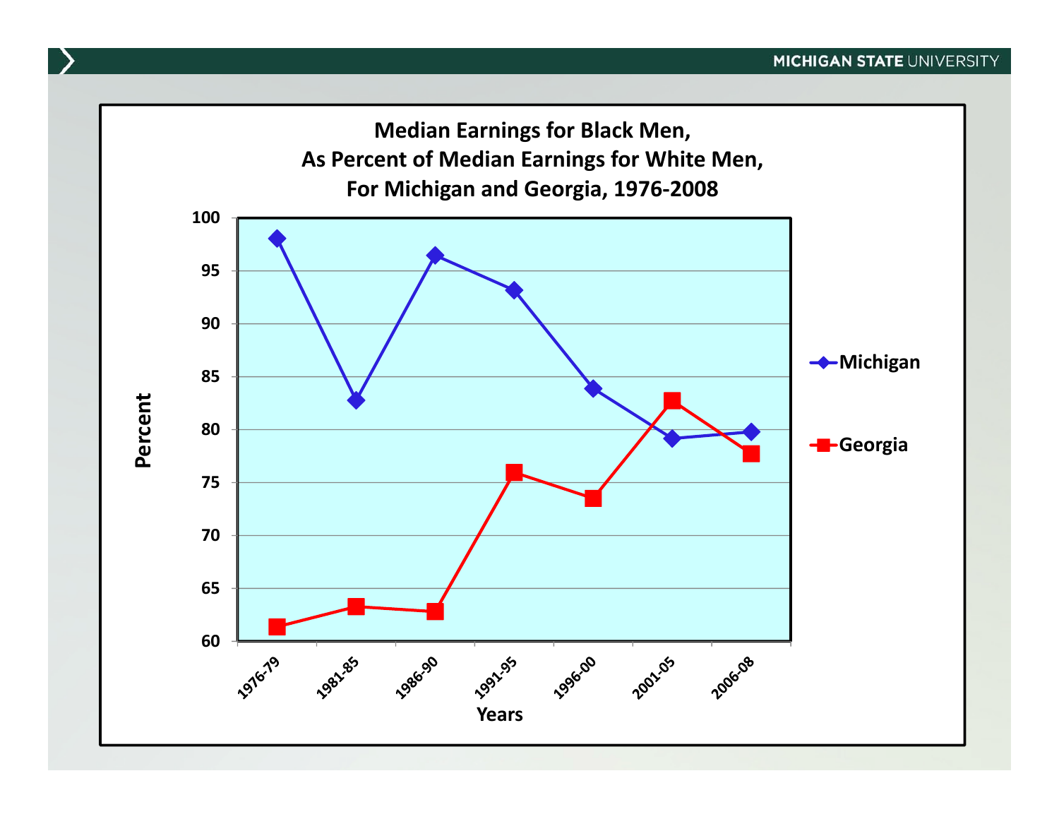## Median Earnings for Black Men, As Percent of Median Earnings for White Men, For Michigan and Georgia, 1976-2008

| Years | Michigan | Georgia |
|---|---|---|
| 1976-79 | 98.0 | 61.4 |
| 1981-85 | 82.8 | 63.3 |
| 1986-90 | 96.4 | 62.8 |
| 1991-95 | 93.1 | 75.9 |
| 1996-00 | 83.9 | 73.5 |
| 2001-05 | 79.2 | 82.7 |
| 2006-08 | 79.8 | 77.7 |

*Values are approximate, estimated from the chart (y-axis: Percent, 60–100; x-axis: Years).*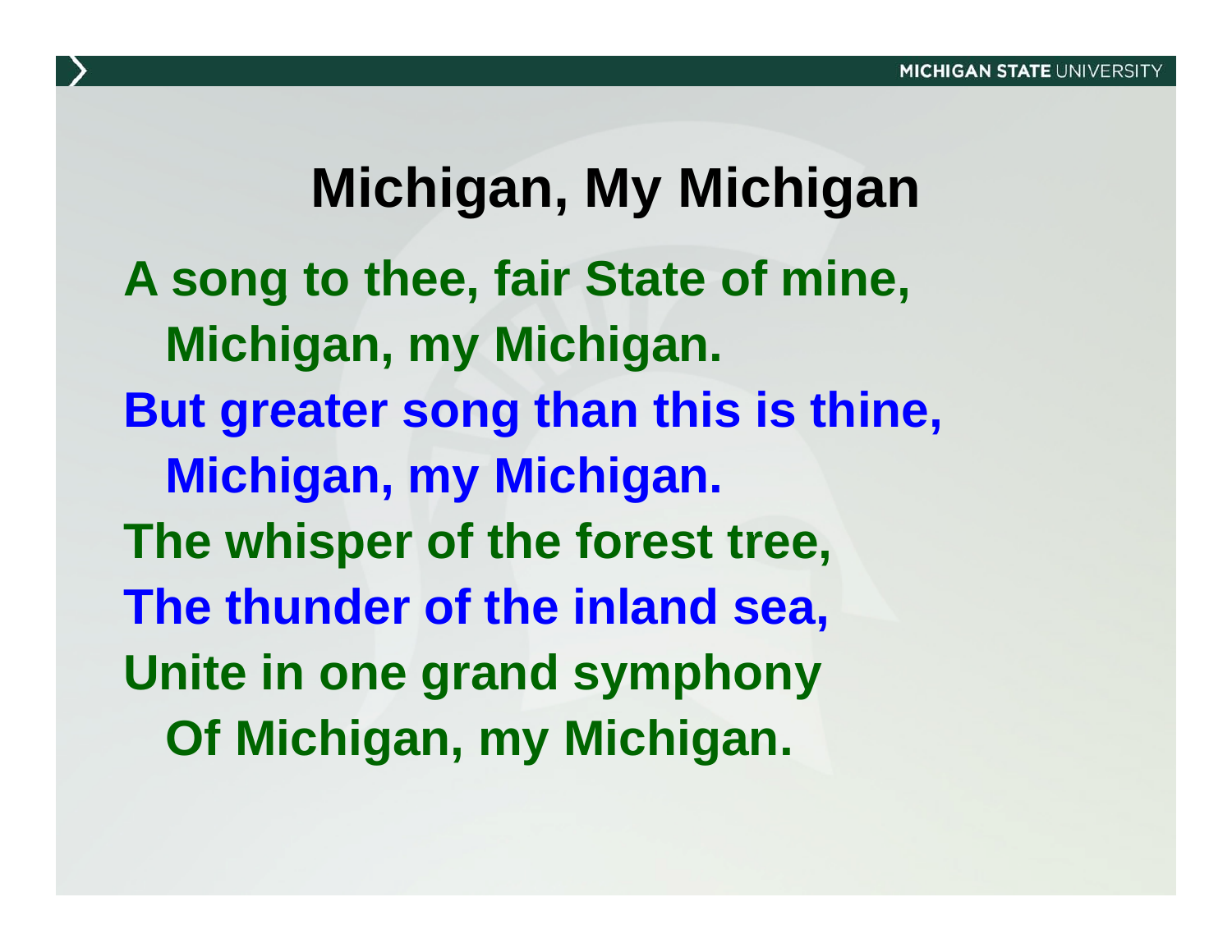# Michigan, My Michigan

**A song to thee, fair State of mine,**
**Michigan, my Michigan.**
**But greater song than this is thine,**
**Michigan, my Michigan.**
**The whisper of the forest tree,**
**The thunder of the inland sea,**
**Unite in one grand symphony**
**Of Michigan, my Michigan.**